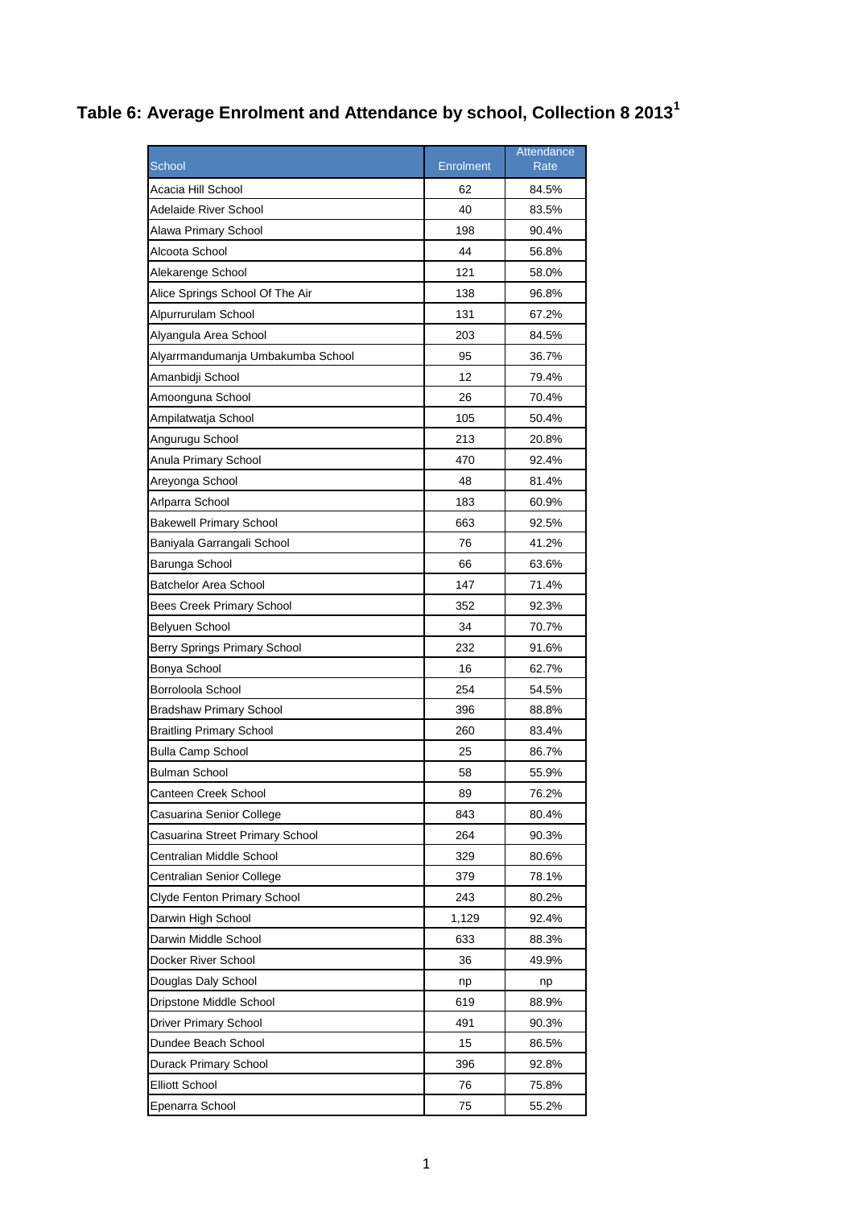# Table 6: Average Enrolment and Attendance by school, Collection 8 2013[1]

| School | Enrolment | Attendance Rate |
|---|---|---|
| Acacia Hill School | 62 | 84.5% |
| Adelaide River School | 40 | 83.5% |
| Alawa Primary School | 198 | 90.4% |
| Alcoota School | 44 | 56.8% |
| Alekarenge School | 121 | 58.0% |
| Alice Springs School Of The Air | 138 | 96.8% |
| Alpurrurulam School | 131 | 67.2% |
| Alyangula Area School | 203 | 84.5% |
| Alyarrmandumanja Umbakumba School | 95 | 36.7% |
| Amanbidji School | 12 | 79.4% |
| Amoonguna School | 26 | 70.4% |
| Ampilatwatja School | 105 | 50.4% |
| Angurugu School | 213 | 20.8% |
| Anula Primary School | 470 | 92.4% |
| Areyonga School | 48 | 81.4% |
| Arlparra School | 183 | 60.9% |
| Bakewell Primary School | 663 | 92.5% |
| Baniyala Garrangali School | 76 | 41.2% |
| Barunga School | 66 | 63.6% |
| Batchelor Area School | 147 | 71.4% |
| Bees Creek Primary School | 352 | 92.3% |
| Belyuen School | 34 | 70.7% |
| Berry Springs Primary School | 232 | 91.6% |
| Bonya School | 16 | 62.7% |
| Borroloola School | 254 | 54.5% |
| Bradshaw Primary School | 396 | 88.8% |
| Braitling Primary School | 260 | 83.4% |
| Bulla Camp School | 25 | 86.7% |
| Bulman School | 58 | 55.9% |
| Canteen Creek School | 89 | 76.2% |
| Casuarina Senior College | 843 | 80.4% |
| Casuarina Street Primary School | 264 | 90.3% |
| Centralian Middle School | 329 | 80.6% |
| Centralian Senior College | 379 | 78.1% |
| Clyde Fenton Primary School | 243 | 80.2% |
| Darwin High School | 1,129 | 92.4% |
| Darwin Middle School | 633 | 88.3% |
| Docker River School | 36 | 49.9% |
| Douglas Daly School | np | np |
| Dripstone Middle School | 619 | 88.9% |
| Driver Primary School | 491 | 90.3% |
| Dundee Beach School | 15 | 86.5% |
| Durack Primary School | 396 | 92.8% |
| Elliott School | 76 | 75.8% |
| Epenarra School | 75 | 55.2% |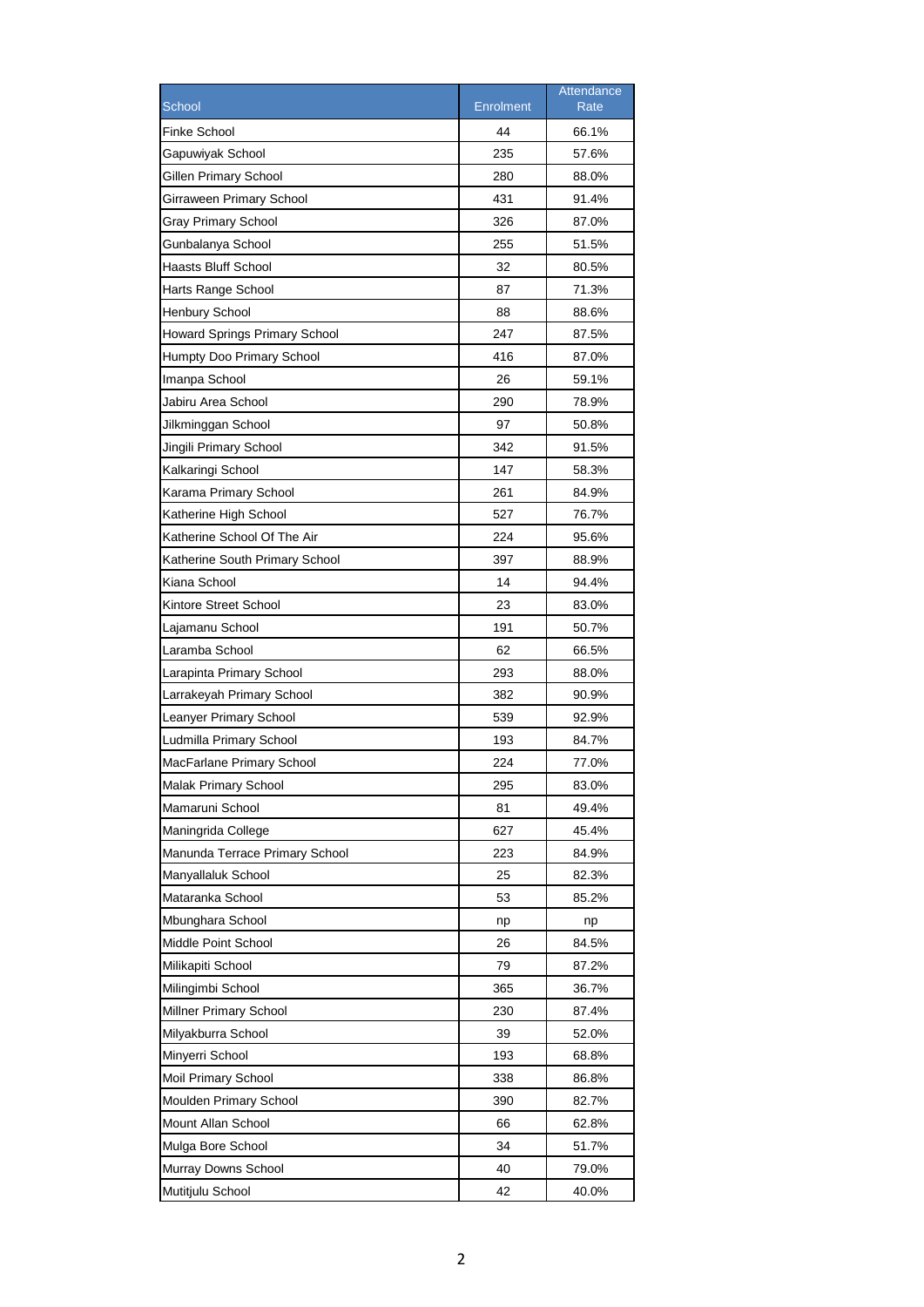| School | Enrolment | Attendance Rate |
|---|---|---|
| Finke School | 44 | 66.1% |
| Gapuwiyak School | 235 | 57.6% |
| Gillen Primary School | 280 | 88.0% |
| Girraween Primary School | 431 | 91.4% |
| Gray Primary School | 326 | 87.0% |
| Gunbalanya School | 255 | 51.5% |
| Haasts Bluff School | 32 | 80.5% |
| Harts Range School | 87 | 71.3% |
| Henbury School | 88 | 88.6% |
| Howard Springs Primary School | 247 | 87.5% |
| Humpty Doo Primary School | 416 | 87.0% |
| Imanpa School | 26 | 59.1% |
| Jabiru Area School | 290 | 78.9% |
| Jilkminggan School | 97 | 50.8% |
| Jingili Primary School | 342 | 91.5% |
| Kalkaringi School | 147 | 58.3% |
| Karama Primary School | 261 | 84.9% |
| Katherine High School | 527 | 76.7% |
| Katherine School Of The Air | 224 | 95.6% |
| Katherine South Primary School | 397 | 88.9% |
| Kiana School | 14 | 94.4% |
| Kintore Street School | 23 | 83.0% |
| Lajamanu School | 191 | 50.7% |
| Laramba School | 62 | 66.5% |
| Larapinta Primary School | 293 | 88.0% |
| Larrakeyah Primary School | 382 | 90.9% |
| Leanyer Primary School | 539 | 92.9% |
| Ludmilla Primary School | 193 | 84.7% |
| MacFarlane Primary School | 224 | 77.0% |
| Malak Primary School | 295 | 83.0% |
| Mamaruni School | 81 | 49.4% |
| Maningrida College | 627 | 45.4% |
| Manunda Terrace Primary School | 223 | 84.9% |
| Manyallaluk School | 25 | 82.3% |
| Mataranka School | 53 | 85.2% |
| Mbunghara School | np | np |
| Middle Point School | 26 | 84.5% |
| Milikapiti School | 79 | 87.2% |
| Milingimbi School | 365 | 36.7% |
| Millner Primary School | 230 | 87.4% |
| Milyakburra School | 39 | 52.0% |
| Minyerri School | 193 | 68.8% |
| Moil Primary School | 338 | 86.8% |
| Moulden Primary School | 390 | 82.7% |
| Mount Allan School | 66 | 62.8% |
| Mulga Bore School | 34 | 51.7% |
| Murray Downs School | 40 | 79.0% |
| Mutitjulu School | 42 | 40.0% |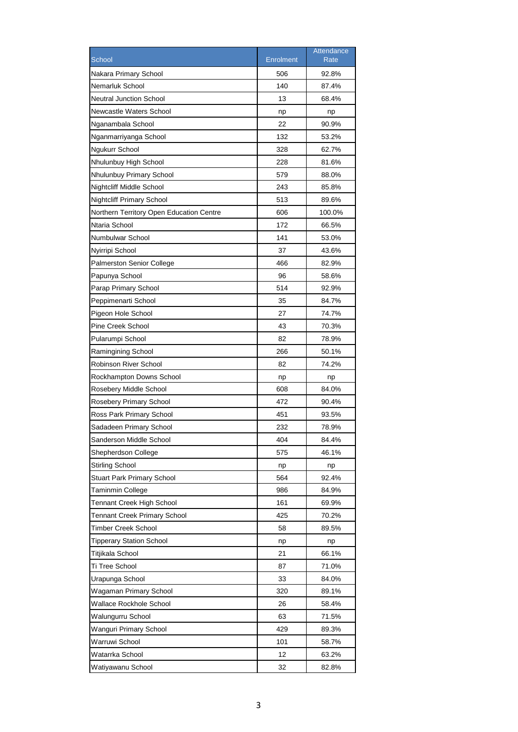| School | Enrolment | Attendance Rate |
| --- | --- | --- |
| Nakara Primary School | 506 | 92.8% |
| Nemarluk School | 140 | 87.4% |
| Neutral Junction School | 13 | 68.4% |
| Newcastle Waters School | np | np |
| Nganambala School | 22 | 90.9% |
| Nganmarriyanga School | 132 | 53.2% |
| Ngukurr School | 328 | 62.7% |
| Nhulunbuy High School | 228 | 81.6% |
| Nhulunbuy Primary School | 579 | 88.0% |
| Nightcliff Middle School | 243 | 85.8% |
| Nightcliff Primary School | 513 | 89.6% |
| Northern Territory Open Education Centre | 606 | 100.0% |
| Ntaria School | 172 | 66.5% |
| Numbulwar School | 141 | 53.0% |
| Nyirripi School | 37 | 43.6% |
| Palmerston Senior College | 466 | 82.9% |
| Papunya School | 96 | 58.6% |
| Parap Primary School | 514 | 92.9% |
| Peppimenarti School | 35 | 84.7% |
| Pigeon Hole School | 27 | 74.7% |
| Pine Creek School | 43 | 70.3% |
| Pularumpi School | 82 | 78.9% |
| Ramingining School | 266 | 50.1% |
| Robinson River School | 82 | 74.2% |
| Rockhampton Downs School | np | np |
| Rosebery Middle School | 608 | 84.0% |
| Rosebery Primary School | 472 | 90.4% |
| Ross Park Primary School | 451 | 93.5% |
| Sadadeen Primary School | 232 | 78.9% |
| Sanderson Middle School | 404 | 84.4% |
| Shepherdson College | 575 | 46.1% |
| Stirling School | np | np |
| Stuart Park Primary School | 564 | 92.4% |
| Taminmin College | 986 | 84.9% |
| Tennant Creek High School | 161 | 69.9% |
| Tennant Creek Primary School | 425 | 70.2% |
| Timber Creek School | 58 | 89.5% |
| Tipperary Station School | np | np |
| Titjikala School | 21 | 66.1% |
| Ti Tree School | 87 | 71.0% |
| Urapunga School | 33 | 84.0% |
| Wagaman Primary School | 320 | 89.1% |
| Wallace Rockhole School | 26 | 58.4% |
| Walungurru School | 63 | 71.5% |
| Wanguri Primary School | 429 | 89.3% |
| Warruwi School | 101 | 58.7% |
| Watarrka School | 12 | 63.2% |
| Watiyawanu School | 32 | 82.8% |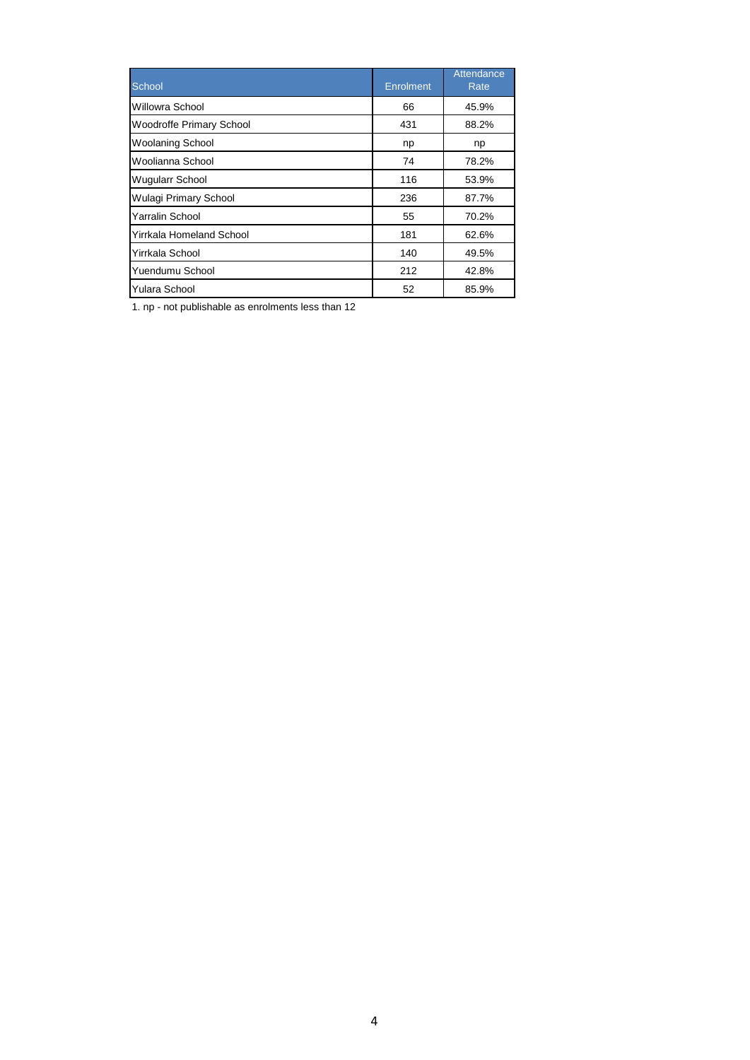| School | Enrolment | Attendance Rate |
|---|---|---|
| Willowra School | 66 | 45.9% |
| Woodroffe Primary School | 431 | 88.2% |
| Woolaning School | np | np |
| Woolianna School | 74 | 78.2% |
| Wugularr School | 116 | 53.9% |
| Wulagi Primary School | 236 | 87.7% |
| Yarralin School | 55 | 70.2% |
| Yirrkala Homeland School | 181 | 62.6% |
| Yirrkala School | 140 | 49.5% |
| Yuendumu School | 212 | 42.8% |
| Yulara School | 52 | 85.9% |

1. np - not publishable as enrolments less than 12